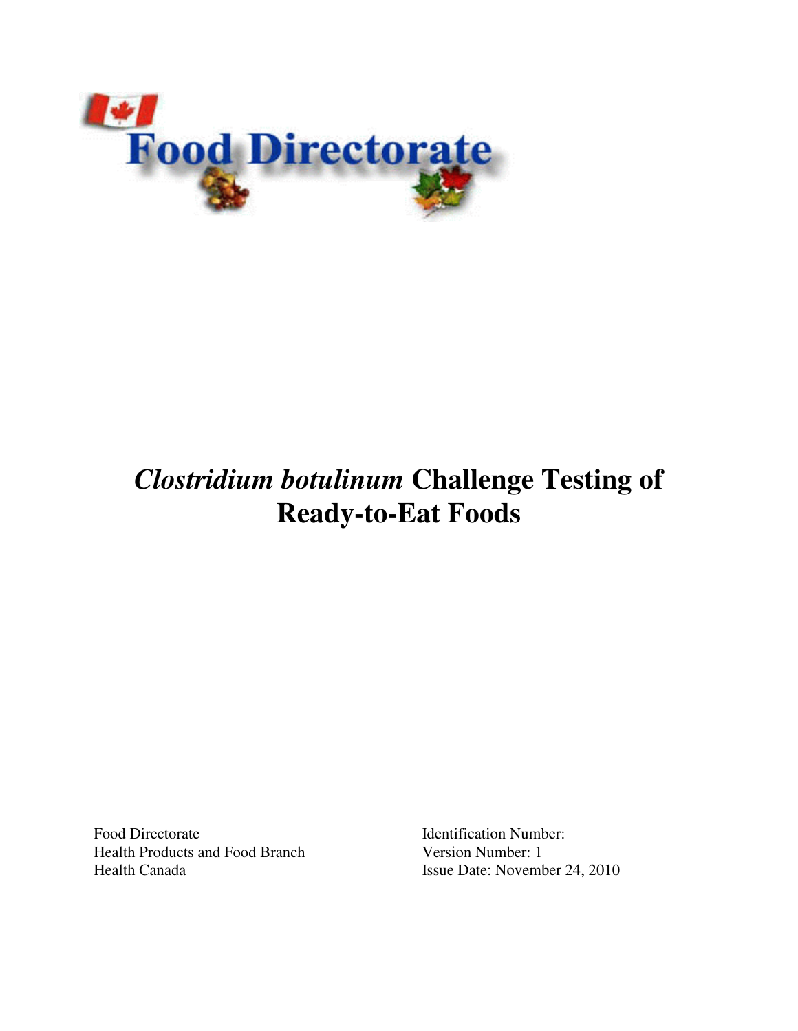Food Directorate

# *Clostridium botulinum* Challenge Testing of Ready-to-Eat Foods

Food Directorate
Health Products and Food Branch
Health Canada

Identification Number:
Version Number: 1
Issue Date: November 24, 2010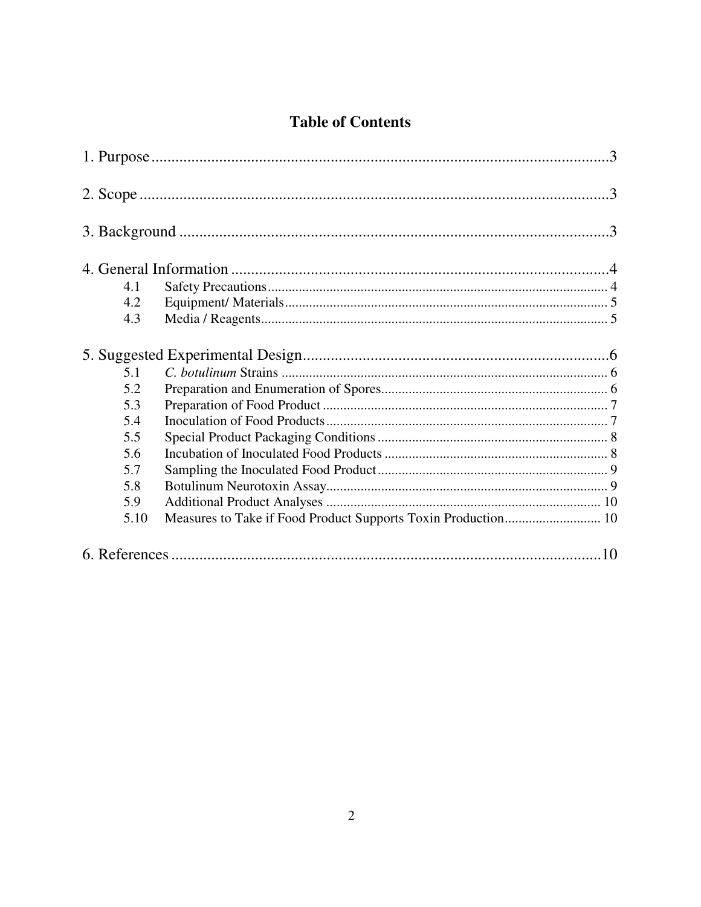# Table of Contents

1. Purpose ..... 3

2. Scope ..... 3

3. Background ..... 3

4. General Information ..... 4
   - 4.1 Safety Precautions ..... 4
   - 4.2 Equipment/ Materials ..... 5
   - 4.3 Media / Reagents ..... 5

5. Suggested Experimental Design ..... 6
   - 5.1 *C. botulinum* Strains ..... 6
   - 5.2 Preparation and Enumeration of Spores ..... 6
   - 5.3 Preparation of Food Product ..... 7
   - 5.4 Inoculation of Food Products ..... 7
   - 5.5 Special Product Packaging Conditions ..... 8
   - 5.6 Incubation of Inoculated Food Products ..... 8
   - 5.7 Sampling the Inoculated Food Product ..... 9
   - 5.8 Botulinum Neurotoxin Assay ..... 9
   - 5.9 Additional Product Analyses ..... 10
   - 5.10 Measures to Take if Food Product Supports Toxin Production ..... 10

6. References ..... 10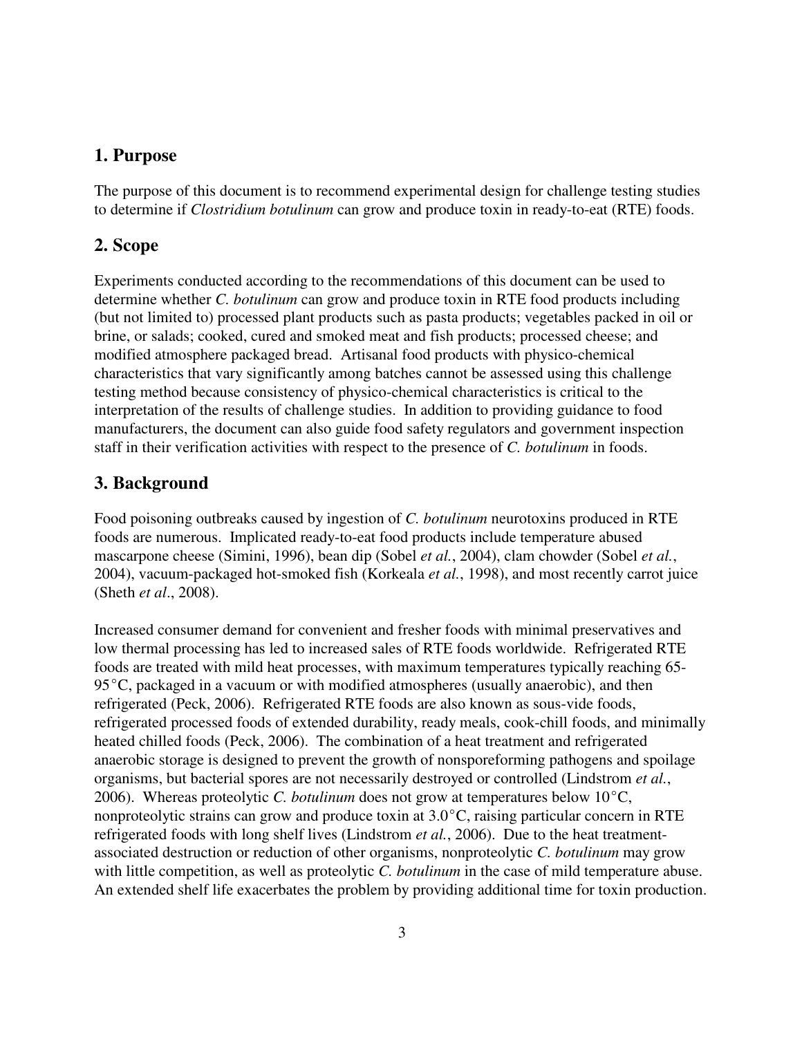## 1. Purpose

The purpose of this document is to recommend experimental design for challenge testing studies to determine if *Clostridium botulinum* can grow and produce toxin in ready-to-eat (RTE) foods.

## 2. Scope

Experiments conducted according to the recommendations of this document can be used to determine whether *C. botulinum* can grow and produce toxin in RTE food products including (but not limited to) processed plant products such as pasta products; vegetables packed in oil or brine, or salads; cooked, cured and smoked meat and fish products; processed cheese; and modified atmosphere packaged bread. Artisanal food products with physico-chemical characteristics that vary significantly among batches cannot be assessed using this challenge testing method because consistency of physico-chemical characteristics is critical to the interpretation of the results of challenge studies. In addition to providing guidance to food manufacturers, the document can also guide food safety regulators and government inspection staff in their verification activities with respect to the presence of *C. botulinum* in foods.

## 3. Background

Food poisoning outbreaks caused by ingestion of *C. botulinum* neurotoxins produced in RTE foods are numerous. Implicated ready-to-eat food products include temperature abused mascarpone cheese (Simini, 1996), bean dip (Sobel *et al.*, 2004), clam chowder (Sobel *et al.*, 2004), vacuum-packaged hot-smoked fish (Korkeala *et al.*, 1998), and most recently carrot juice (Sheth *et al*., 2008).

Increased consumer demand for convenient and fresher foods with minimal preservatives and low thermal processing has led to increased sales of RTE foods worldwide. Refrigerated RTE foods are treated with mild heat processes, with maximum temperatures typically reaching 65-95°C, packaged in a vacuum or with modified atmospheres (usually anaerobic), and then refrigerated (Peck, 2006). Refrigerated RTE foods are also known as sous-vide foods, refrigerated processed foods of extended durability, ready meals, cook-chill foods, and minimally heated chilled foods (Peck, 2006). The combination of a heat treatment and refrigerated anaerobic storage is designed to prevent the growth of nonsporeforming pathogens and spoilage organisms, but bacterial spores are not necessarily destroyed or controlled (Lindstrom *et al.*, 2006). Whereas proteolytic *C. botulinum* does not grow at temperatures below 10°C, nonproteolytic strains can grow and produce toxin at 3.0°C, raising particular concern in RTE refrigerated foods with long shelf lives (Lindstrom *et al.*, 2006). Due to the heat treatment-associated destruction or reduction of other organisms, nonproteolytic *C. botulinum* may grow with little competition, as well as proteolytic *C. botulinum* in the case of mild temperature abuse. An extended shelf life exacerbates the problem by providing additional time for toxin production.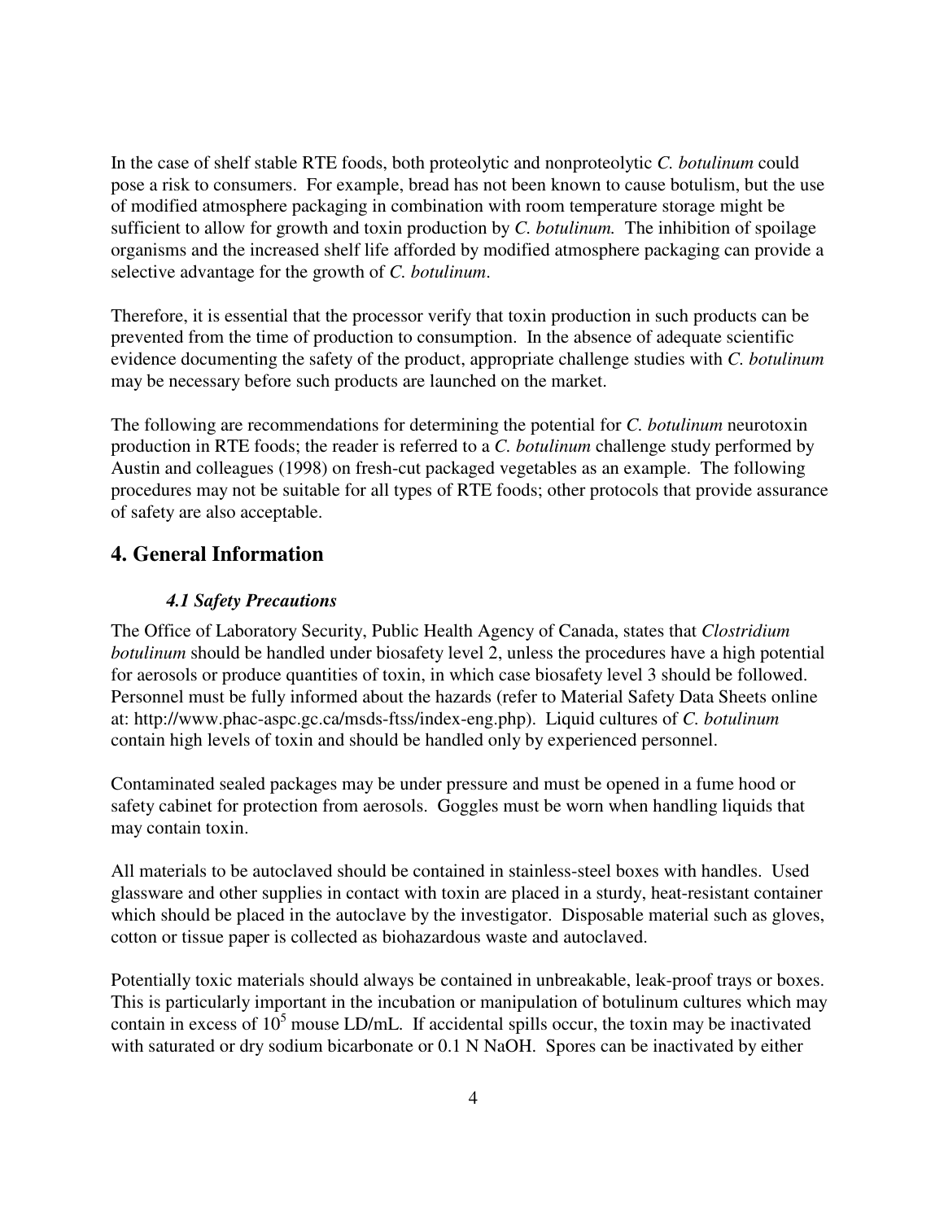In the case of shelf stable RTE foods, both proteolytic and nonproteolytic *C. botulinum* could pose a risk to consumers. For example, bread has not been known to cause botulism, but the use of modified atmosphere packaging in combination with room temperature storage might be sufficient to allow for growth and toxin production by *C. botulinum.* The inhibition of spoilage organisms and the increased shelf life afforded by modified atmosphere packaging can provide a selective advantage for the growth of *C. botulinum*.

Therefore, it is essential that the processor verify that toxin production in such products can be prevented from the time of production to consumption. In the absence of adequate scientific evidence documenting the safety of the product, appropriate challenge studies with *C. botulinum* may be necessary before such products are launched on the market.

The following are recommendations for determining the potential for *C. botulinum* neurotoxin production in RTE foods; the reader is referred to a *C. botulinum* challenge study performed by Austin and colleagues (1998) on fresh-cut packaged vegetables as an example. The following procedures may not be suitable for all types of RTE foods; other protocols that provide assurance of safety are also acceptable.

## 4. General Information

### *4.1 Safety Precautions*

The Office of Laboratory Security, Public Health Agency of Canada, states that *Clostridium botulinum* should be handled under biosafety level 2, unless the procedures have a high potential for aerosols or produce quantities of toxin, in which case biosafety level 3 should be followed. Personnel must be fully informed about the hazards (refer to Material Safety Data Sheets online at: http://www.phac-aspc.gc.ca/msds-ftss/index-eng.php). Liquid cultures of *C. botulinum* contain high levels of toxin and should be handled only by experienced personnel.

Contaminated sealed packages may be under pressure and must be opened in a fume hood or safety cabinet for protection from aerosols. Goggles must be worn when handling liquids that may contain toxin.

All materials to be autoclaved should be contained in stainless-steel boxes with handles. Used glassware and other supplies in contact with toxin are placed in a sturdy, heat-resistant container which should be placed in the autoclave by the investigator. Disposable material such as gloves, cotton or tissue paper is collected as biohazardous waste and autoclaved.

Potentially toxic materials should always be contained in unbreakable, leak-proof trays or boxes. This is particularly important in the incubation or manipulation of botulinum cultures which may contain in excess of $10^5$ mouse LD/mL. If accidental spills occur, the toxin may be inactivated with saturated or dry sodium bicarbonate or 0.1 N NaOH. Spores can be inactivated by either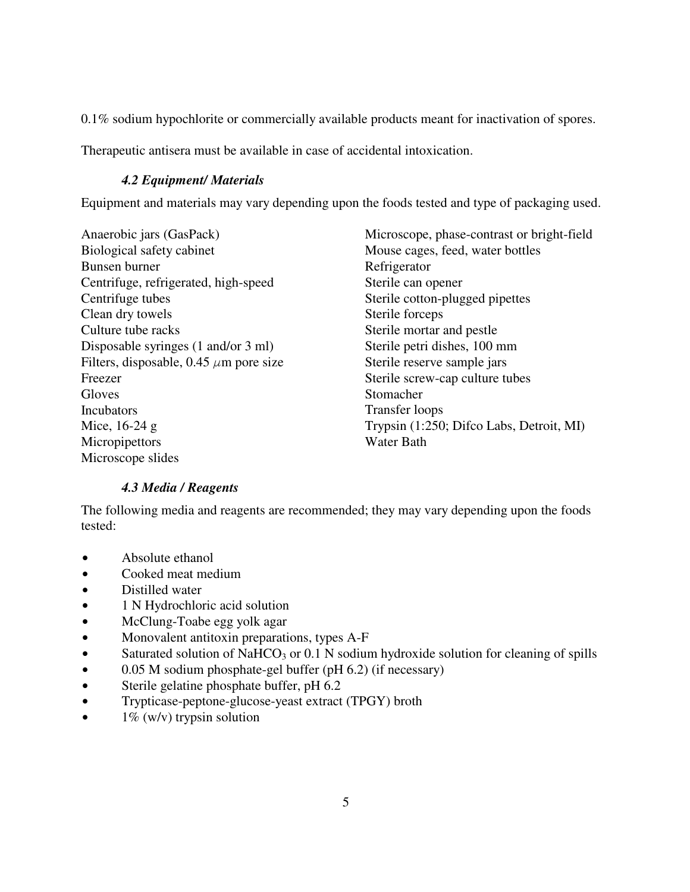0.1% sodium hypochlorite or commercially available products meant for inactivation of spores.

Therapeutic antisera must be available in case of accidental intoxication.

### *4.2 Equipment/ Materials*

Equipment and materials may vary depending upon the foods tested and type of packaging used.

Anaerobic jars (GasPack)
Biological safety cabinet
Bunsen burner
Centrifuge, refrigerated, high-speed
Centrifuge tubes
Clean dry towels
Culture tube racks
Disposable syringes (1 and/or 3 ml)
Filters, disposable, 0.45 $\mu$m pore size
Freezer
Gloves
Incubators
Mice, 16-24 g
Micropipettors
Microscope slides
Microscope, phase-contrast or bright-field
Mouse cages, feed, water bottles
Refrigerator
Sterile can opener
Sterile cotton-plugged pipettes
Sterile forceps
Sterile mortar and pestle
Sterile petri dishes, 100 mm
Sterile reserve sample jars
Sterile screw-cap culture tubes
Stomacher
Transfer loops
Trypsin (1:250; Difco Labs, Detroit, MI)
Water Bath

### *4.3 Media / Reagents*

The following media and reagents are recommended; they may vary depending upon the foods tested:

- Absolute ethanol
- Cooked meat medium
- Distilled water
- 1 N Hydrochloric acid solution
- McClung-Toabe egg yolk agar
- Monovalent antitoxin preparations, types A-F
- Saturated solution of $NaHCO_3$ or 0.1 N sodium hydroxide solution for cleaning of spills
- 0.05 M sodium phosphate-gel buffer (pH 6.2) (if necessary)
- Sterile gelatine phosphate buffer, pH 6.2
- Trypticase-peptone-glucose-yeast extract (TPGY) broth
- 1% (w/v) trypsin solution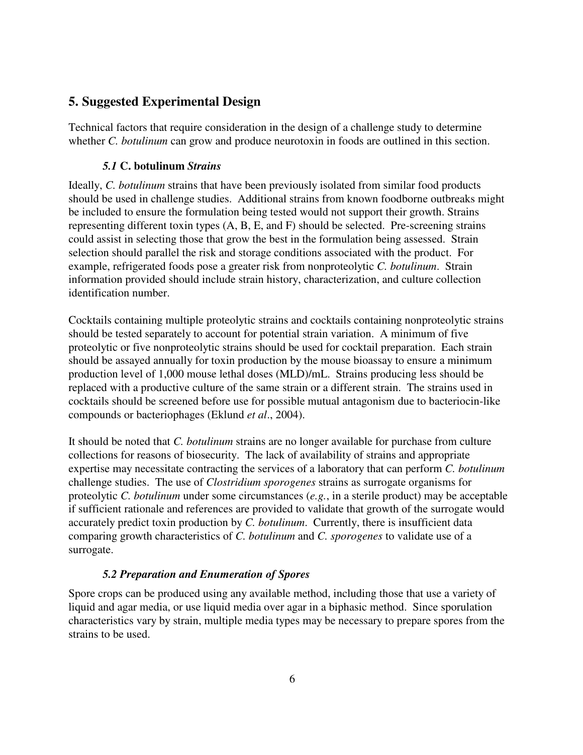## 5. Suggested Experimental Design

Technical factors that require consideration in the design of a challenge study to determine whether *C. botulinum* can grow and produce neurotoxin in foods are outlined in this section.

### *5.1* **C. botulinum** *Strains*

Ideally, *C. botulinum* strains that have been previously isolated from similar food products should be used in challenge studies. Additional strains from known foodborne outbreaks might be included to ensure the formulation being tested would not support their growth. Strains representing different toxin types (A, B, E, and F) should be selected. Pre-screening strains could assist in selecting those that grow the best in the formulation being assessed. Strain selection should parallel the risk and storage conditions associated with the product. For example, refrigerated foods pose a greater risk from nonproteolytic *C. botulinum*. Strain information provided should include strain history, characterization, and culture collection identification number.

Cocktails containing multiple proteolytic strains and cocktails containing nonproteolytic strains should be tested separately to account for potential strain variation. A minimum of five proteolytic or five nonproteolytic strains should be used for cocktail preparation. Each strain should be assayed annually for toxin production by the mouse bioassay to ensure a minimum production level of 1,000 mouse lethal doses (MLD)/mL. Strains producing less should be replaced with a productive culture of the same strain or a different strain. The strains used in cocktails should be screened before use for possible mutual antagonism due to bacteriocin-like compounds or bacteriophages (Eklund *et al*., 2004).

It should be noted that *C. botulinum* strains are no longer available for purchase from culture collections for reasons of biosecurity. The lack of availability of strains and appropriate expertise may necessitate contracting the services of a laboratory that can perform *C. botulinum* challenge studies. The use of *Clostridium sporogenes* strains as surrogate organisms for proteolytic *C. botulinum* under some circumstances (*e.g.*, in a sterile product) may be acceptable if sufficient rationale and references are provided to validate that growth of the surrogate would accurately predict toxin production by *C. botulinum*. Currently, there is insufficient data comparing growth characteristics of *C. botulinum* and *C. sporogenes* to validate use of a surrogate.

### *5.2 Preparation and Enumeration of Spores*

Spore crops can be produced using any available method, including those that use a variety of liquid and agar media, or use liquid media over agar in a biphasic method. Since sporulation characteristics vary by strain, multiple media types may be necessary to prepare spores from the strains to be used.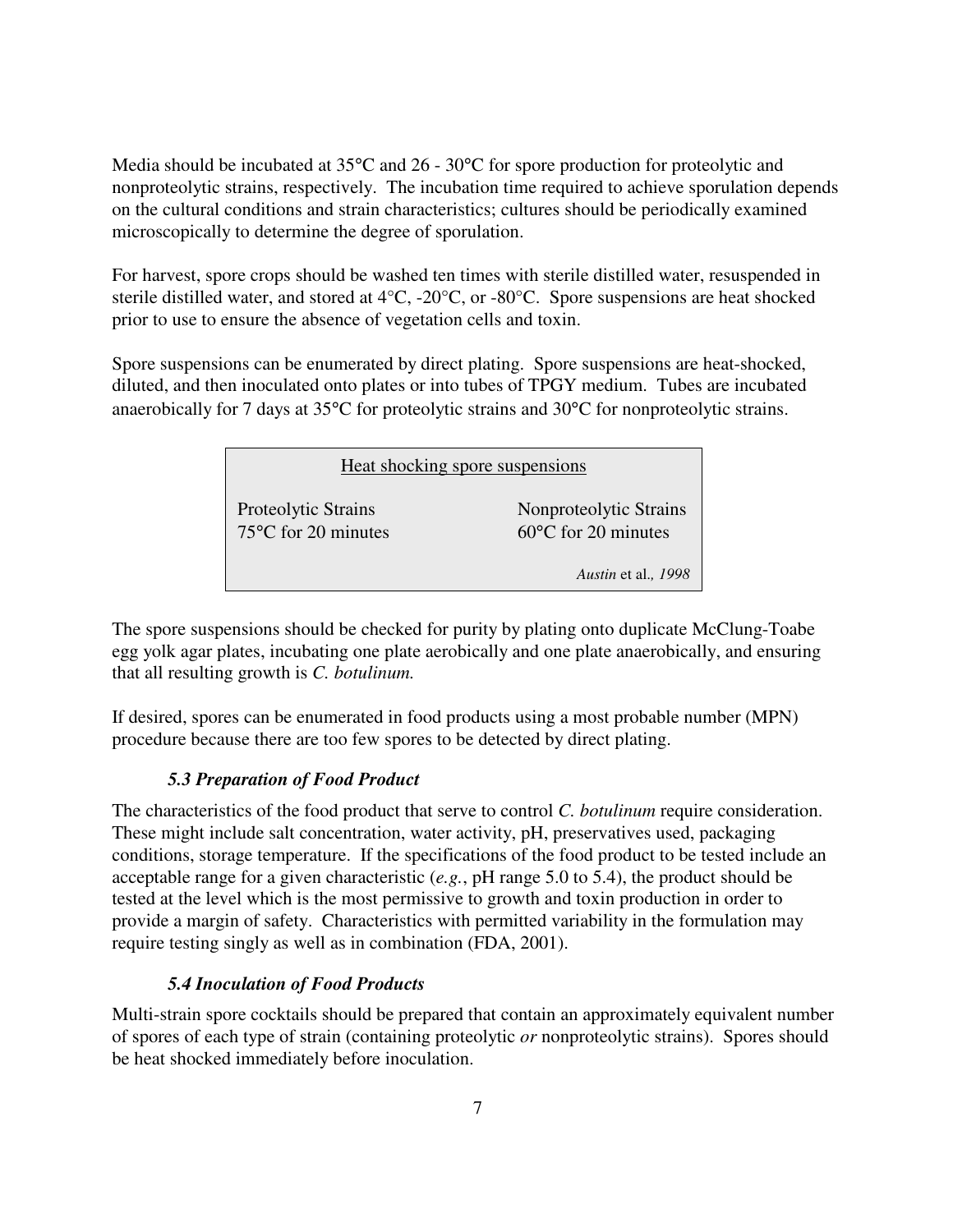Media should be incubated at 35°C and 26 - 30°C for spore production for proteolytic and nonproteolytic strains, respectively. The incubation time required to achieve sporulation depends on the cultural conditions and strain characteristics; cultures should be periodically examined microscopically to determine the degree of sporulation.

For harvest, spore crops should be washed ten times with sterile distilled water, resuspended in sterile distilled water, and stored at 4°C, -20°C, or -80°C. Spore suspensions are heat shocked prior to use to ensure the absence of vegetation cells and toxin.

Spore suspensions can be enumerated by direct plating. Spore suspensions are heat-shocked, diluted, and then inoculated onto plates or into tubes of TPGY medium. Tubes are incubated anaerobically for 7 days at 35°C for proteolytic strains and 30°C for nonproteolytic strains.

| Heat shocking spore suspensions | |
|---|---|
| Proteolytic Strains | Nonproteolytic Strains |
| 75°C for 20 minutes | 60°C for 20 minutes |
| | *Austin* et al*., 1998* |

The spore suspensions should be checked for purity by plating onto duplicate McClung-Toabe egg yolk agar plates, incubating one plate aerobically and one plate anaerobically, and ensuring that all resulting growth is *C. botulinum.*

If desired, spores can be enumerated in food products using a most probable number (MPN) procedure because there are too few spores to be detected by direct plating.

### *5.3 Preparation of Food Product*

The characteristics of the food product that serve to control *C. botulinum* require consideration. These might include salt concentration, water activity, pH, preservatives used, packaging conditions, storage temperature. If the specifications of the food product to be tested include an acceptable range for a given characteristic (*e.g.*, pH range 5.0 to 5.4), the product should be tested at the level which is the most permissive to growth and toxin production in order to provide a margin of safety. Characteristics with permitted variability in the formulation may require testing singly as well as in combination (FDA, 2001).

### *5.4 Inoculation of Food Products*

Multi-strain spore cocktails should be prepared that contain an approximately equivalent number of spores of each type of strain (containing proteolytic *or* nonproteolytic strains). Spores should be heat shocked immediately before inoculation.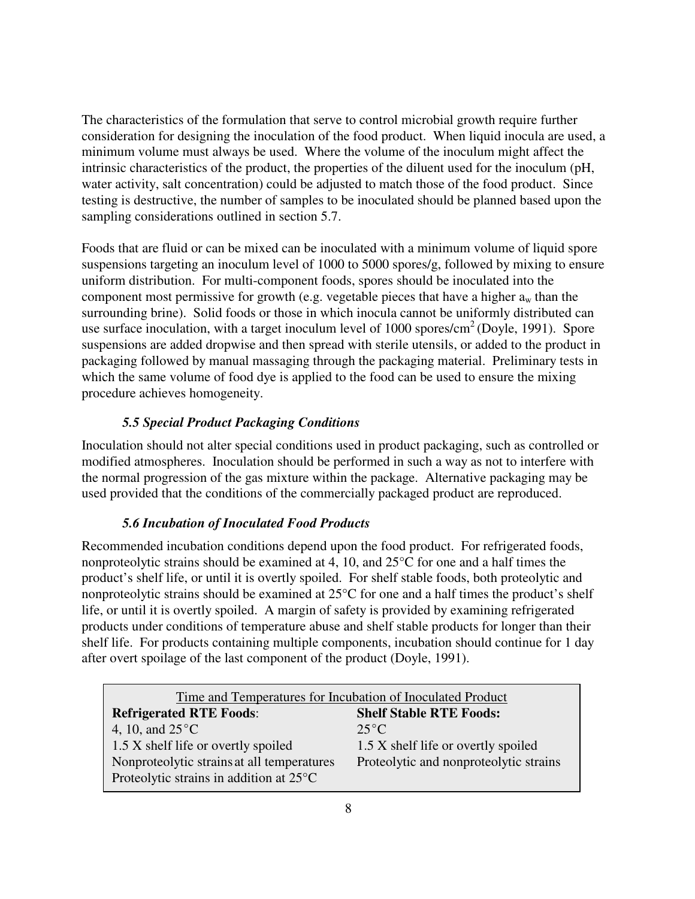The characteristics of the formulation that serve to control microbial growth require further consideration for designing the inoculation of the food product. When liquid inocula are used, a minimum volume must always be used. Where the volume of the inoculum might affect the intrinsic characteristics of the product, the properties of the diluent used for the inoculum (pH, water activity, salt concentration) could be adjusted to match those of the food product. Since testing is destructive, the number of samples to be inoculated should be planned based upon the sampling considerations outlined in section 5.7.

Foods that are fluid or can be mixed can be inoculated with a minimum volume of liquid spore suspensions targeting an inoculum level of 1000 to 5000 spores/g, followed by mixing to ensure uniform distribution. For multi-component foods, spores should be inoculated into the component most permissive for growth (e.g. vegetable pieces that have a higher $a_w$ than the surrounding brine). Solid foods or those in which inocula cannot be uniformly distributed can use surface inoculation, with a target inoculum level of 1000 spores/$cm^2$ (Doyle, 1991). Spore suspensions are added dropwise and then spread with sterile utensils, or added to the product in packaging followed by manual massaging through the packaging material. Preliminary tests in which the same volume of food dye is applied to the food can be used to ensure the mixing procedure achieves homogeneity.

### *5.5 Special Product Packaging Conditions*

Inoculation should not alter special conditions used in product packaging, such as controlled or modified atmospheres. Inoculation should be performed in such a way as not to interfere with the normal progression of the gas mixture within the package. Alternative packaging may be used provided that the conditions of the commercially packaged product are reproduced.

### *5.6 Incubation of Inoculated Food Products*

Recommended incubation conditions depend upon the food product. For refrigerated foods, nonproteolytic strains should be examined at 4, 10, and 25°C for one and a half times the product's shelf life, or until it is overtly spoiled. For shelf stable foods, both proteolytic and nonproteolytic strains should be examined at 25°C for one and a half times the product's shelf life, or until it is overtly spoiled. A margin of safety is provided by examining refrigerated products under conditions of temperature abuse and shelf stable products for longer than their shelf life. For products containing multiple components, incubation should continue for 1 day after overt spoilage of the last component of the product (Doyle, 1991).

| Time and Temperatures for Incubation of Inoculated Product | |
|---|---|
| **Refrigerated RTE Foods**: | **Shelf Stable RTE Foods:** |
| 4, 10, and 25°C | 25°C |
| 1.5 X shelf life or overtly spoiled | 1.5 X shelf life or overtly spoiled |
| Nonproteolytic strains at all temperatures | Proteolytic and nonproteolytic strains |
| Proteolytic strains in addition at 25°C | |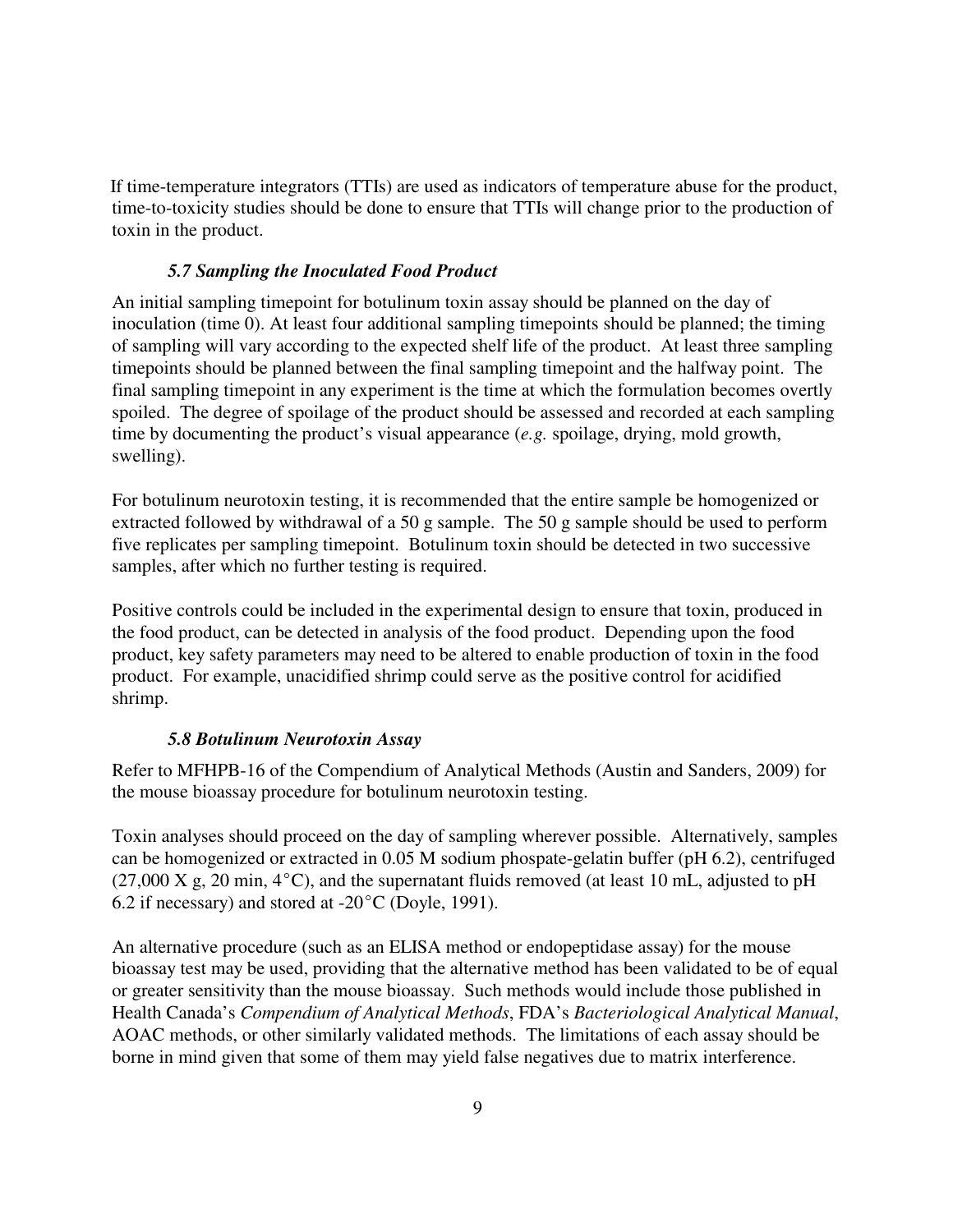If time-temperature integrators (TTIs) are used as indicators of temperature abuse for the product, time-to-toxicity studies should be done to ensure that TTIs will change prior to the production of toxin in the product.

### *5.7 Sampling the Inoculated Food Product*

An initial sampling timepoint for botulinum toxin assay should be planned on the day of inoculation (time 0). At least four additional sampling timepoints should be planned; the timing of sampling will vary according to the expected shelf life of the product. At least three sampling timepoints should be planned between the final sampling timepoint and the halfway point. The final sampling timepoint in any experiment is the time at which the formulation becomes overtly spoiled. The degree of spoilage of the product should be assessed and recorded at each sampling time by documenting the product's visual appearance (*e.g.* spoilage, drying, mold growth, swelling).

For botulinum neurotoxin testing, it is recommended that the entire sample be homogenized or extracted followed by withdrawal of a 50 g sample. The 50 g sample should be used to perform five replicates per sampling timepoint. Botulinum toxin should be detected in two successive samples, after which no further testing is required.

Positive controls could be included in the experimental design to ensure that toxin, produced in the food product, can be detected in analysis of the food product. Depending upon the food product, key safety parameters may need to be altered to enable production of toxin in the food product. For example, unacidified shrimp could serve as the positive control for acidified shrimp.

### *5.8 Botulinum Neurotoxin Assay*

Refer to MFHPB-16 of the Compendium of Analytical Methods (Austin and Sanders, 2009) for the mouse bioassay procedure for botulinum neurotoxin testing.

Toxin analyses should proceed on the day of sampling wherever possible. Alternatively, samples can be homogenized or extracted in 0.05 M sodium phospate-gelatin buffer (pH 6.2), centrifuged (27,000 X g, 20 min, 4°C), and the supernatant fluids removed (at least 10 mL, adjusted to pH 6.2 if necessary) and stored at -20°C (Doyle, 1991).

An alternative procedure (such as an ELISA method or endopeptidase assay) for the mouse bioassay test may be used, providing that the alternative method has been validated to be of equal or greater sensitivity than the mouse bioassay. Such methods would include those published in Health Canada's *Compendium of Analytical Methods*, FDA's *Bacteriological Analytical Manual*, AOAC methods, or other similarly validated methods. The limitations of each assay should be borne in mind given that some of them may yield false negatives due to matrix interference.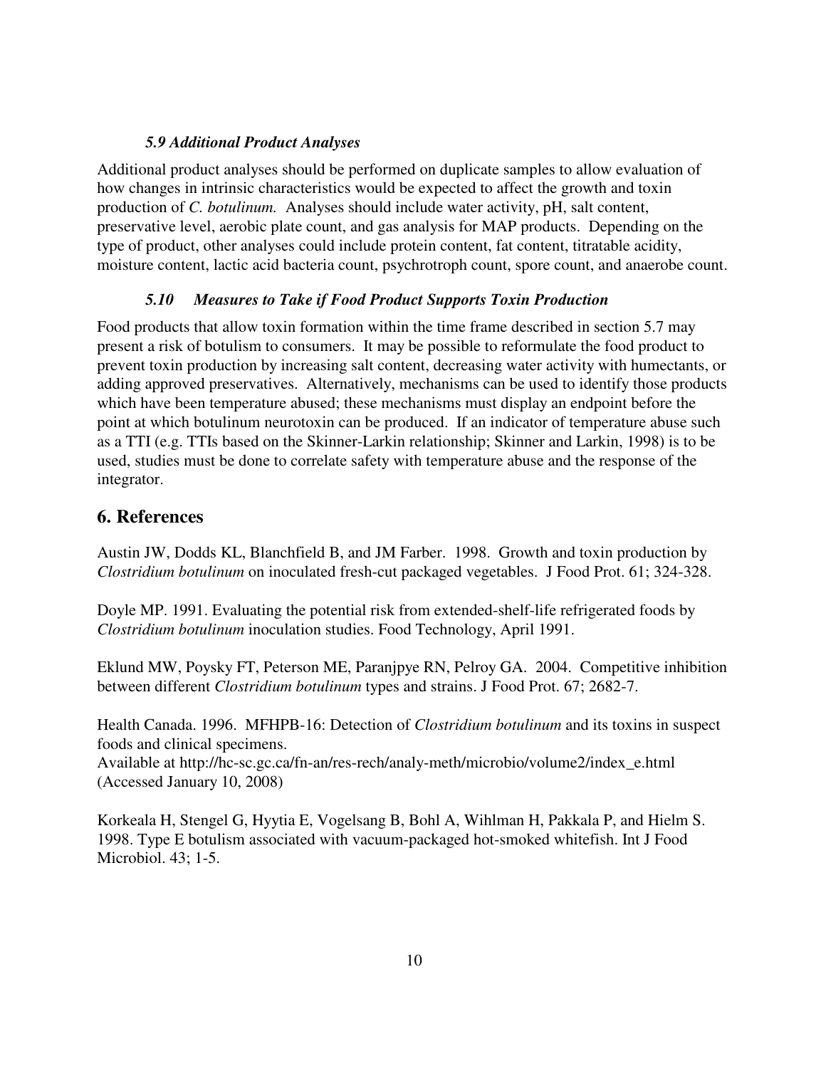### *5.9 Additional Product Analyses*

Additional product analyses should be performed on duplicate samples to allow evaluation of how changes in intrinsic characteristics would be expected to affect the growth and toxin production of *C. botulinum.* Analyses should include water activity, pH, salt content, preservative level, aerobic plate count, and gas analysis for MAP products. Depending on the type of product, other analyses could include protein content, fat content, titratable acidity, moisture content, lactic acid bacteria count, psychrotroph count, spore count, and anaerobe count.

### *5.10 Measures to Take if Food Product Supports Toxin Production*

Food products that allow toxin formation within the time frame described in section 5.7 may present a risk of botulism to consumers. It may be possible to reformulate the food product to prevent toxin production by increasing salt content, decreasing water activity with humectants, or adding approved preservatives. Alternatively, mechanisms can be used to identify those products which have been temperature abused; these mechanisms must display an endpoint before the point at which botulinum neurotoxin can be produced. If an indicator of temperature abuse such as a TTI (e.g. TTIs based on the Skinner-Larkin relationship; Skinner and Larkin, 1998) is to be used, studies must be done to correlate safety with temperature abuse and the response of the integrator.

## 6. References

Austin JW, Dodds KL, Blanchfield B, and JM Farber. 1998. Growth and toxin production by *Clostridium botulinum* on inoculated fresh-cut packaged vegetables. J Food Prot. 61; 324-328.

Doyle MP. 1991. Evaluating the potential risk from extended-shelf-life refrigerated foods by *Clostridium botulinum* inoculation studies. Food Technology, April 1991.

Eklund MW, Poysky FT, Peterson ME, Paranjpye RN, Pelroy GA. 2004. Competitive inhibition between different *Clostridium botulinum* types and strains. J Food Prot. 67; 2682-7.

Health Canada. 1996. MFHPB-16: Detection of *Clostridium botulinum* and its toxins in suspect foods and clinical specimens.
Available at http://hc-sc.gc.ca/fn-an/res-rech/analy-meth/microbio/volume2/index_e.html (Accessed January 10, 2008)

Korkeala H, Stengel G, Hyytia E, Vogelsang B, Bohl A, Wihlman H, Pakkala P, and Hielm S. 1998. Type E botulism associated with vacuum-packaged hot-smoked whitefish. Int J Food Microbiol. 43; 1-5.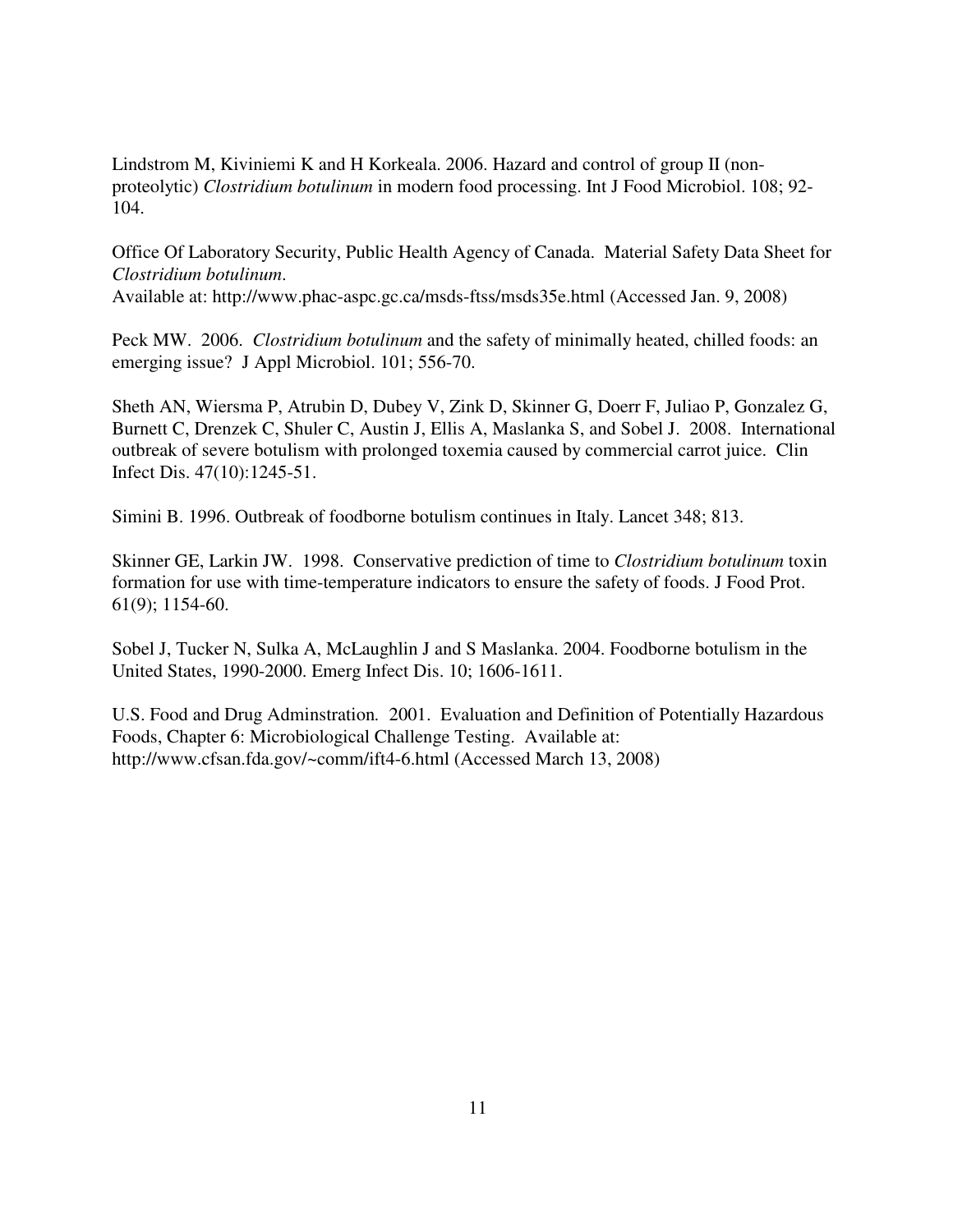Lindstrom M, Kiviniemi K and H Korkeala. 2006. Hazard and control of group II (non-proteolytic) *Clostridium botulinum* in modern food processing. Int J Food Microbiol. 108; 92-104.

Office Of Laboratory Security, Public Health Agency of Canada. Material Safety Data Sheet for *Clostridium botulinum*.
Available at: http://www.phac-aspc.gc.ca/msds-ftss/msds35e.html (Accessed Jan. 9, 2008)

Peck MW. 2006. *Clostridium botulinum* and the safety of minimally heated, chilled foods: an emerging issue? J Appl Microbiol. 101; 556-70.

Sheth AN, Wiersma P, Atrubin D, Dubey V, Zink D, Skinner G, Doerr F, Juliao P, Gonzalez G, Burnett C, Drenzek C, Shuler C, Austin J, Ellis A, Maslanka S, and Sobel J. 2008. International outbreak of severe botulism with prolonged toxemia caused by commercial carrot juice. Clin Infect Dis. 47(10):1245-51.

Simini B. 1996. Outbreak of foodborne botulism continues in Italy. Lancet 348; 813.

Skinner GE, Larkin JW. 1998. Conservative prediction of time to *Clostridium botulinum* toxin formation for use with time-temperature indicators to ensure the safety of foods. J Food Prot. 61(9); 1154-60.

Sobel J, Tucker N, Sulka A, McLaughlin J and S Maslanka. 2004. Foodborne botulism in the United States, 1990-2000. Emerg Infect Dis. 10; 1606-1611.

U.S. Food and Drug Adminstration. 2001. Evaluation and Definition of Potentially Hazardous Foods, Chapter 6: Microbiological Challenge Testing. Available at: http://www.cfsan.fda.gov/~comm/ift4-6.html (Accessed March 13, 2008)